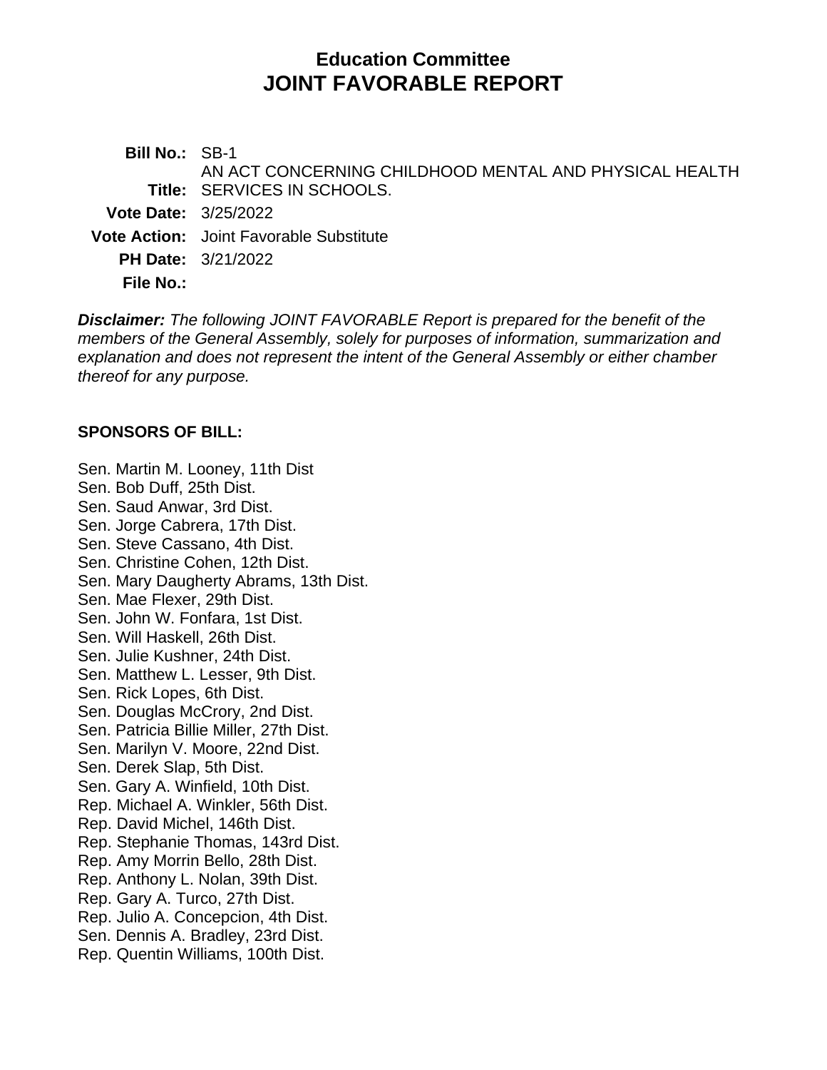# Education Committee
# JOINT FAVORABLE REPORT

**Bill No.:** SB-1

**Title:** AN ACT CONCERNING CHILDHOOD MENTAL AND PHYSICAL HEALTH SERVICES IN SCHOOLS.

**Vote Date:** 3/25/2022

**Vote Action:** Joint Favorable Substitute

**PH Date:** 3/21/2022

**File No.:**

***Disclaimer:*** *The following JOINT FAVORABLE Report is prepared for the benefit of the members of the General Assembly, solely for purposes of information, summarization and explanation and does not represent the intent of the General Assembly or either chamber thereof for any purpose.*

**SPONSORS OF BILL:**

Sen. Martin M. Looney, 11th Dist
Sen. Bob Duff, 25th Dist.
Sen. Saud Anwar, 3rd Dist.
Sen. Jorge Cabrera, 17th Dist.
Sen. Steve Cassano, 4th Dist.
Sen. Christine Cohen, 12th Dist.
Sen. Mary Daugherty Abrams, 13th Dist.
Sen. Mae Flexer, 29th Dist.
Sen. John W. Fonfara, 1st Dist.
Sen. Will Haskell, 26th Dist.
Sen. Julie Kushner, 24th Dist.
Sen. Matthew L. Lesser, 9th Dist.
Sen. Rick Lopes, 6th Dist.
Sen. Douglas McCrory, 2nd Dist.
Sen. Patricia Billie Miller, 27th Dist.
Sen. Marilyn V. Moore, 22nd Dist.
Sen. Derek Slap, 5th Dist.
Sen. Gary A. Winfield, 10th Dist.
Rep. Michael A. Winkler, 56th Dist.
Rep. David Michel, 146th Dist.
Rep. Stephanie Thomas, 143rd Dist.
Rep. Amy Morrin Bello, 28th Dist.
Rep. Anthony L. Nolan, 39th Dist.
Rep. Gary A. Turco, 27th Dist.
Rep. Julio A. Concepcion, 4th Dist.
Sen. Dennis A. Bradley, 23rd Dist.
Rep. Quentin Williams, 100th Dist.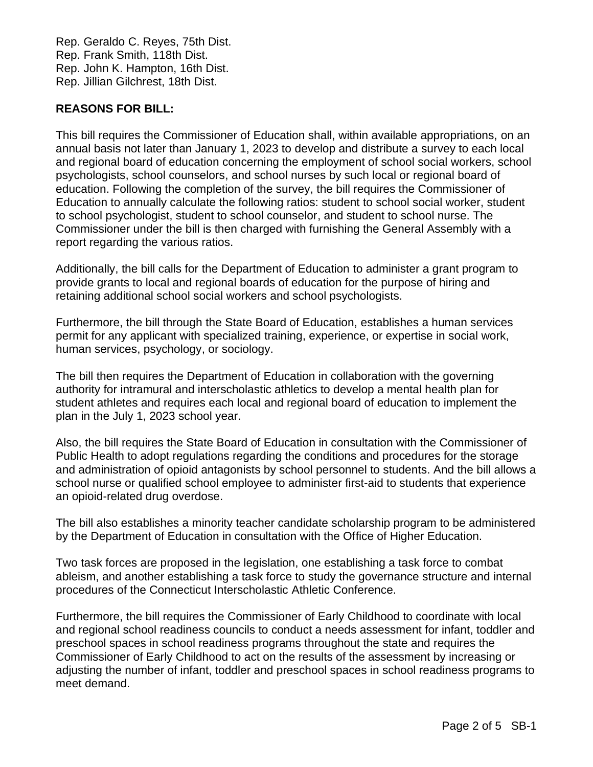Rep. Geraldo C. Reyes, 75th Dist.
Rep. Frank Smith, 118th Dist.
Rep. John K. Hampton, 16th Dist.
Rep. Jillian Gilchrest, 18th Dist.

**REASONS FOR BILL:**

This bill requires the Commissioner of Education shall, within available appropriations, on an annual basis not later than January 1, 2023 to develop and distribute a survey to each local and regional board of education concerning the employment of school social workers, school psychologists, school counselors, and school nurses by such local or regional board of education. Following the completion of the survey, the bill requires the Commissioner of Education to annually calculate the following ratios: student to school social worker, student to school psychologist, student to school counselor, and student to school nurse. The Commissioner under the bill is then charged with furnishing the General Assembly with a report regarding the various ratios.

Additionally, the bill calls for the Department of Education to administer a grant program to provide grants to local and regional boards of education for the purpose of hiring and retaining additional school social workers and school psychologists.

Furthermore, the bill through the State Board of Education, establishes a human services permit for any applicant with specialized training, experience, or expertise in social work, human services, psychology, or sociology.

The bill then requires the Department of Education in collaboration with the governing authority for intramural and interscholastic athletics to develop a mental health plan for student athletes and requires each local and regional board of education to implement the plan in the July 1, 2023 school year.

Also, the bill requires the State Board of Education in consultation with the Commissioner of Public Health to adopt regulations regarding the conditions and procedures for the storage and administration of opioid antagonists by school personnel to students. And the bill allows a school nurse or qualified school employee to administer first-aid to students that experience an opioid-related drug overdose.

The bill also establishes a minority teacher candidate scholarship program to be administered by the Department of Education in consultation with the Office of Higher Education.

Two task forces are proposed in the legislation, one establishing a task force to combat ableism, and another establishing a task force to study the governance structure and internal procedures of the Connecticut Interscholastic Athletic Conference.

Furthermore, the bill requires the Commissioner of Early Childhood to coordinate with local and regional school readiness councils to conduct a needs assessment for infant, toddler and preschool spaces in school readiness programs throughout the state and requires the Commissioner of Early Childhood to act on the results of the assessment by increasing or adjusting the number of infant, toddler and preschool spaces in school readiness programs to meet demand.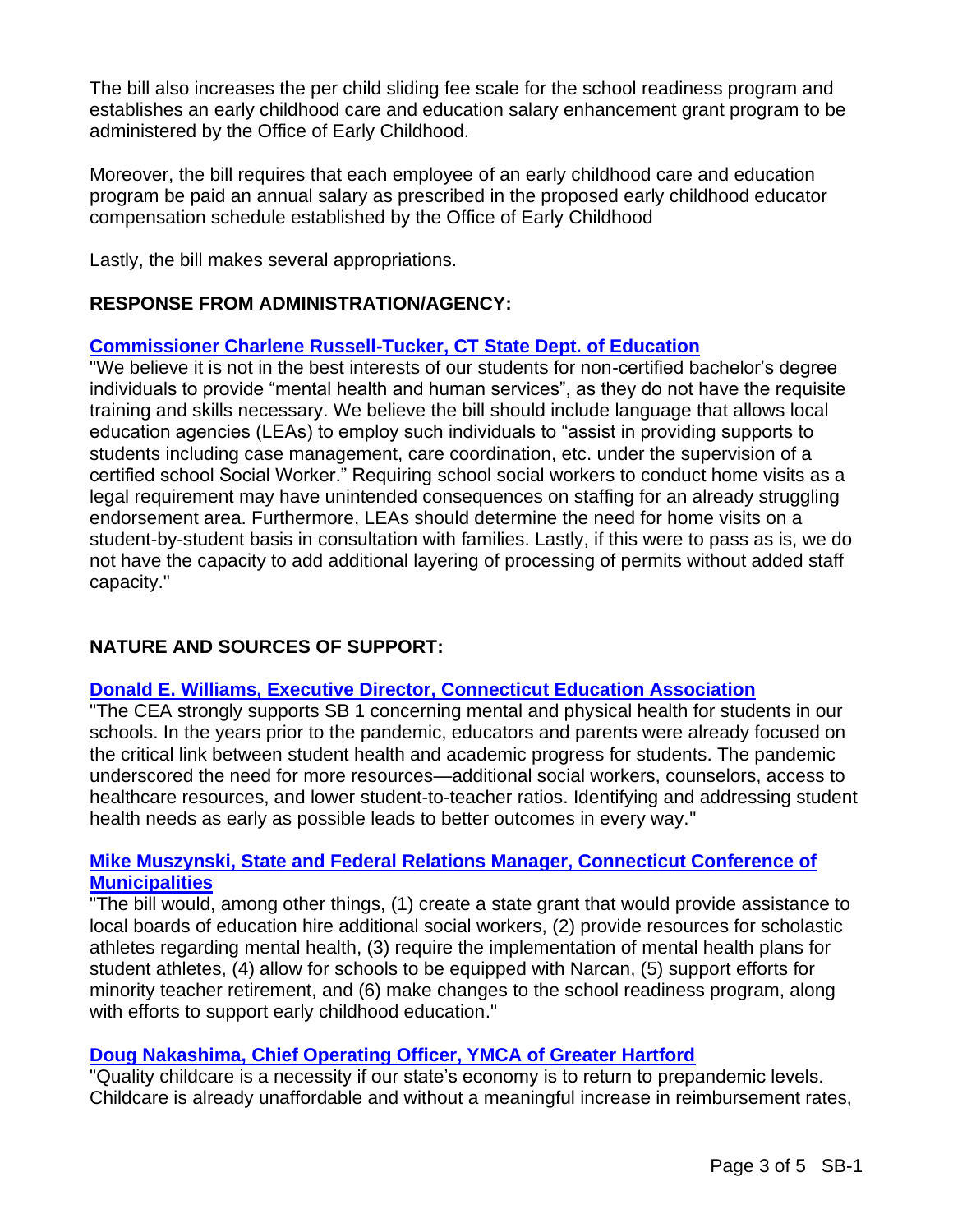The bill also increases the per child sliding fee scale for the school readiness program and establishes an early childhood care and education salary enhancement grant program to be administered by the Office of Early Childhood.

Moreover, the bill requires that each employee of an early childhood care and education program be paid an annual salary as prescribed in the proposed early childhood educator compensation schedule established by the Office of Early Childhood

Lastly, the bill makes several appropriations.

## RESPONSE FROM ADMINISTRATION/AGENCY:

**Commissioner Charlene Russell-Tucker, CT State Dept. of Education**

"We believe it is not in the best interests of our students for non-certified bachelor's degree individuals to provide "mental health and human services", as they do not have the requisite training and skills necessary. We believe the bill should include language that allows local education agencies (LEAs) to employ such individuals to "assist in providing supports to students including case management, care coordination, etc. under the supervision of a certified school Social Worker." Requiring school social workers to conduct home visits as a legal requirement may have unintended consequences on staffing for an already struggling endorsement area. Furthermore, LEAs should determine the need for home visits on a student-by-student basis in consultation with families. Lastly, if this were to pass as is, we do not have the capacity to add additional layering of processing of permits without added staff capacity."

## NATURE AND SOURCES OF SUPPORT:

**Donald E. Williams, Executive Director, Connecticut Education Association**

"The CEA strongly supports SB 1 concerning mental and physical health for students in our schools. In the years prior to the pandemic, educators and parents were already focused on the critical link between student health and academic progress for students. The pandemic underscored the need for more resources—additional social workers, counselors, access to healthcare resources, and lower student-to-teacher ratios. Identifying and addressing student health needs as early as possible leads to better outcomes in every way."

**Mike Muszynski, State and Federal Relations Manager, Connecticut Conference of Municipalities**

"The bill would, among other things, (1) create a state grant that would provide assistance to local boards of education hire additional social workers, (2) provide resources for scholastic athletes regarding mental health, (3) require the implementation of mental health plans for student athletes, (4) allow for schools to be equipped with Narcan, (5) support efforts for minority teacher retirement, and (6) make changes to the school readiness program, along with efforts to support early childhood education."

**Doug Nakashima, Chief Operating Officer, YMCA of Greater Hartford**

"Quality childcare is a necessity if our state's economy is to return to prepandemic levels. Childcare is already unaffordable and without a meaningful increase in reimbursement rates,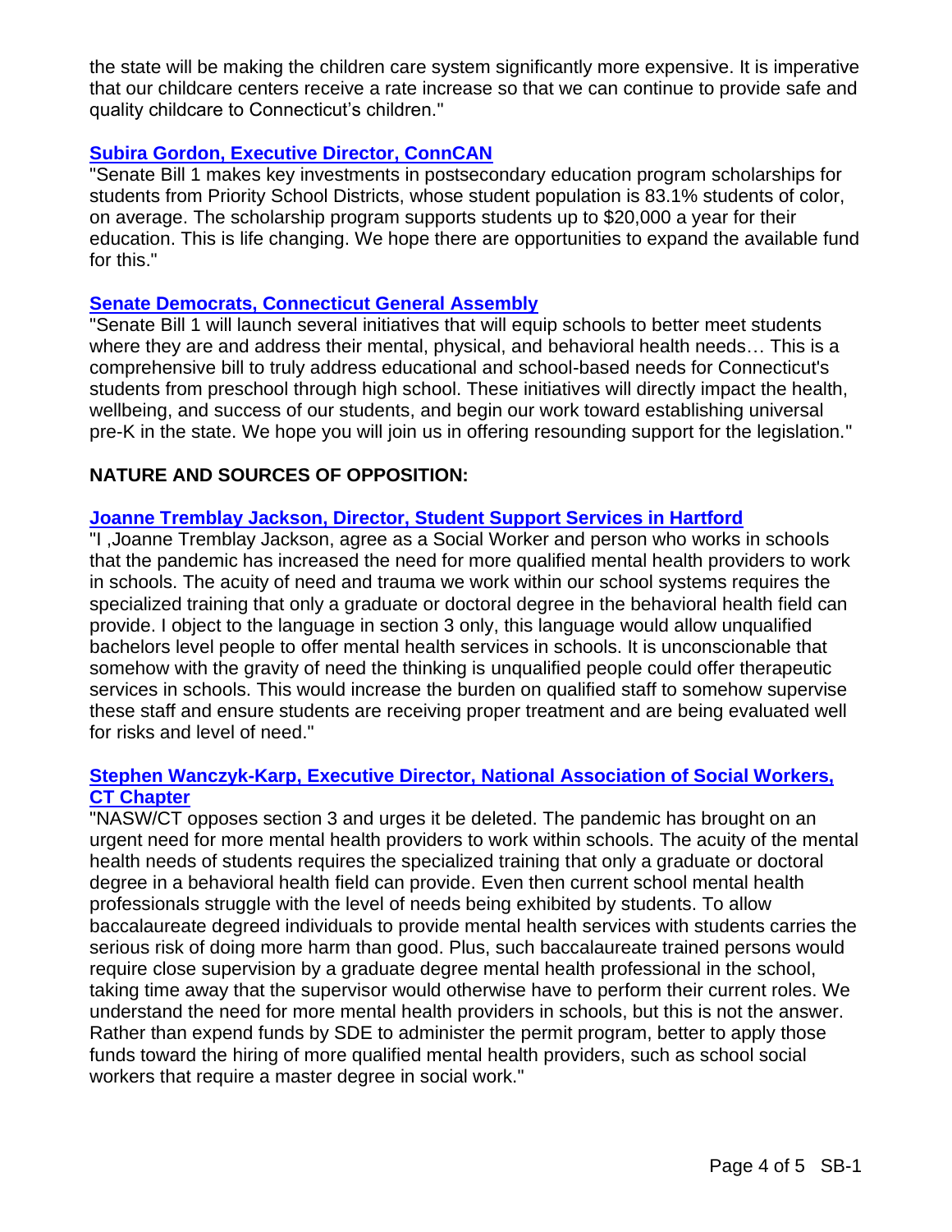the state will be making the children care system significantly more expensive. It is imperative that our childcare centers receive a rate increase so that we can continue to provide safe and quality childcare to Connecticut's children."

**Subira Gordon, Executive Director, ConnCAN**

"Senate Bill 1 makes key investments in postsecondary education program scholarships for students from Priority School Districts, whose student population is 83.1% students of color, on average. The scholarship program supports students up to $20,000 a year for their education. This is life changing. We hope there are opportunities to expand the available fund for this."

**Senate Democrats, Connecticut General Assembly**

"Senate Bill 1 will launch several initiatives that will equip schools to better meet students where they are and address their mental, physical, and behavioral health needs… This is a comprehensive bill to truly address educational and school-based needs for Connecticut's students from preschool through high school. These initiatives will directly impact the health, wellbeing, and success of our students, and begin our work toward establishing universal pre-K in the state. We hope you will join us in offering resounding support for the legislation."

## NATURE AND SOURCES OF OPPOSITION:

**Joanne Tremblay Jackson, Director, Student Support Services in Hartford**

"I ,Joanne Tremblay Jackson, agree as a Social Worker and person who works in schools that the pandemic has increased the need for more qualified mental health providers to work in schools. The acuity of need and trauma we work within our school systems requires the specialized training that only a graduate or doctoral degree in the behavioral health field can provide. I object to the language in section 3 only, this language would allow unqualified bachelors level people to offer mental health services in schools. It is unconscionable that somehow with the gravity of need the thinking is unqualified people could offer therapeutic services in schools. This would increase the burden on qualified staff to somehow supervise these staff and ensure students are receiving proper treatment and are being evaluated well for risks and level of need."

**Stephen Wanczyk-Karp, Executive Director, National Association of Social Workers, CT Chapter**

"NASW/CT opposes section 3 and urges it be deleted. The pandemic has brought on an urgent need for more mental health providers to work within schools. The acuity of the mental health needs of students requires the specialized training that only a graduate or doctoral degree in a behavioral health field can provide. Even then current school mental health professionals struggle with the level of needs being exhibited by students. To allow baccalaureate degreed individuals to provide mental health services with students carries the serious risk of doing more harm than good. Plus, such baccalaureate trained persons would require close supervision by a graduate degree mental health professional in the school, taking time away that the supervisor would otherwise have to perform their current roles. We understand the need for more mental health providers in schools, but this is not the answer. Rather than expend funds by SDE to administer the permit program, better to apply those funds toward the hiring of more qualified mental health providers, such as school social workers that require a master degree in social work."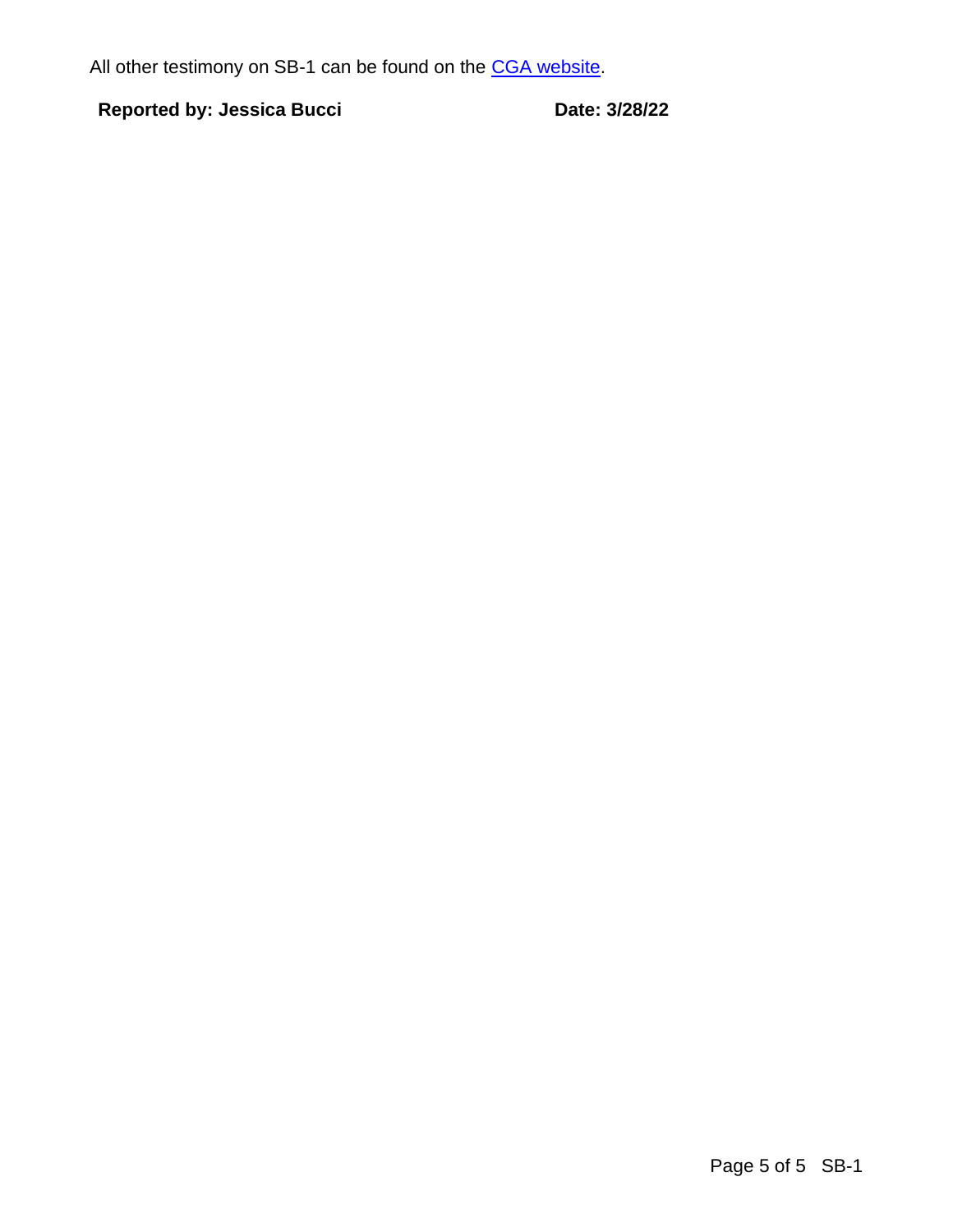All other testimony on SB-1 can be found on the CGA website.

**Reported by: Jessica Bucci** **Date: 3/28/22**